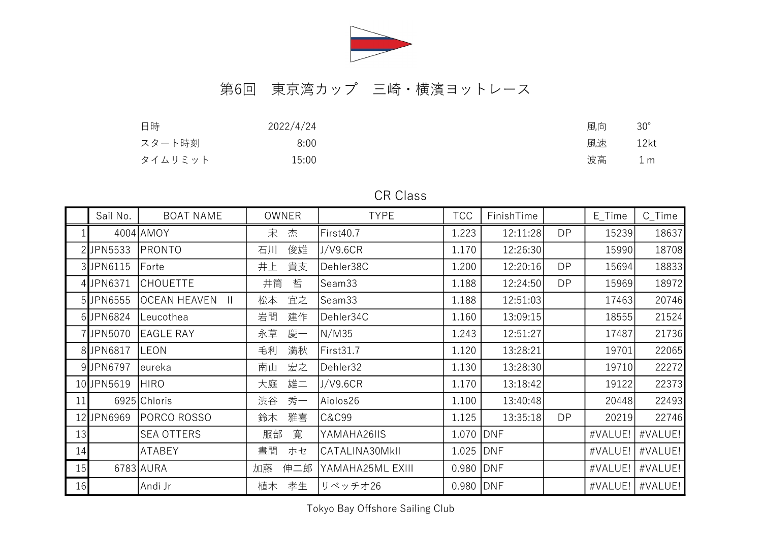# 第6回　東京湾カップ　三崎・横濱ヨットレース

| | | | |
|---|---|---|---|
| 日時 | 2022/4/24 | 風向 | 30° |
| スタート時刻 | 8:00 | 風速 | 12kt |
| タイムリミット | 15:00 | 波高 | 1ｍ |

## CR Class

| | Sail No. | BOAT NAME | OWNER | TYPE | TCC | FinishTime | | E_Time | C_Time |
|---|---|---|---|---|---|---|---|---|---|
| 1 | 4004 | AMOY | 宋　杰 | First40.7 | 1.223 | 12:11:28 | DP | 15239 | 18637 |
| 2 | JPN5533 | PRONTO | 石川　俊雄 | J/V9.6CR | 1.170 | 12:26:30 | | 15990 | 18708 |
| 3 | JPN6115 | Forte | 井上　貴支 | Dehler38C | 1.200 | 12:20:16 | DP | 15694 | 18833 |
| 4 | JPN6371 | CHOUETTE | 井筒　哲 | Seam33 | 1.188 | 12:24:50 | DP | 15969 | 18972 |
| 5 | JPN6555 | OCEAN HEAVEN　II | 松本　宜之 | Seam33 | 1.188 | 12:51:03 | | 17463 | 20746 |
| 6 | JPN6824 | Leucothea | 岩間　建作 | Dehler34C | 1.160 | 13:09:15 | | 18555 | 21524 |
| 7 | JPN5070 | EAGLE RAY | 永草　慶一 | N/M35 | 1.243 | 12:51:27 | | 17487 | 21736 |
| 8 | JPN6817 | LEON | 毛利　満秋 | First31.7 | 1.120 | 13:28:21 | | 19701 | 22065 |
| 9 | JPN6797 | eureka | 南山　宏之 | Dehler32 | 1.130 | 13:28:30 | | 19710 | 22272 |
| 10 | JPN5619 | HIRO | 大庭　雄二 | J/V9.6CR | 1.170 | 13:18:42 | | 19122 | 22373 |
| 11 | 6925 | Chloris | 渋谷　秀一 | Aiolos26 | 1.100 | 13:40:48 | | 20448 | 22493 |
| 12 | JPN6969 | PORCO ROSSO | 鈴木　雅喜 | C&C99 | 1.125 | 13:35:18 | DP | 20219 | 22746 |
| 13 | | SEA OTTERS | 服部　寛 | YAMAHA26IIS | 1.070 | DNF | | #VALUE! | #VALUE! |
| 14 | | ATABEY | 書間　ホセ | CATALINA30MkII | 1.025 | DNF | | #VALUE! | #VALUE! |
| 15 | 6783 | AURA | 加藤　伸二郎 | YAMAHA25ML EXIII | 0.980 | DNF | | #VALUE! | #VALUE! |
| 16 | | Andi Jr | 植木　孝生 | リベッチオ26 | 0.980 | DNF | | #VALUE! | #VALUE! |

Tokyo Bay Offshore Sailing Club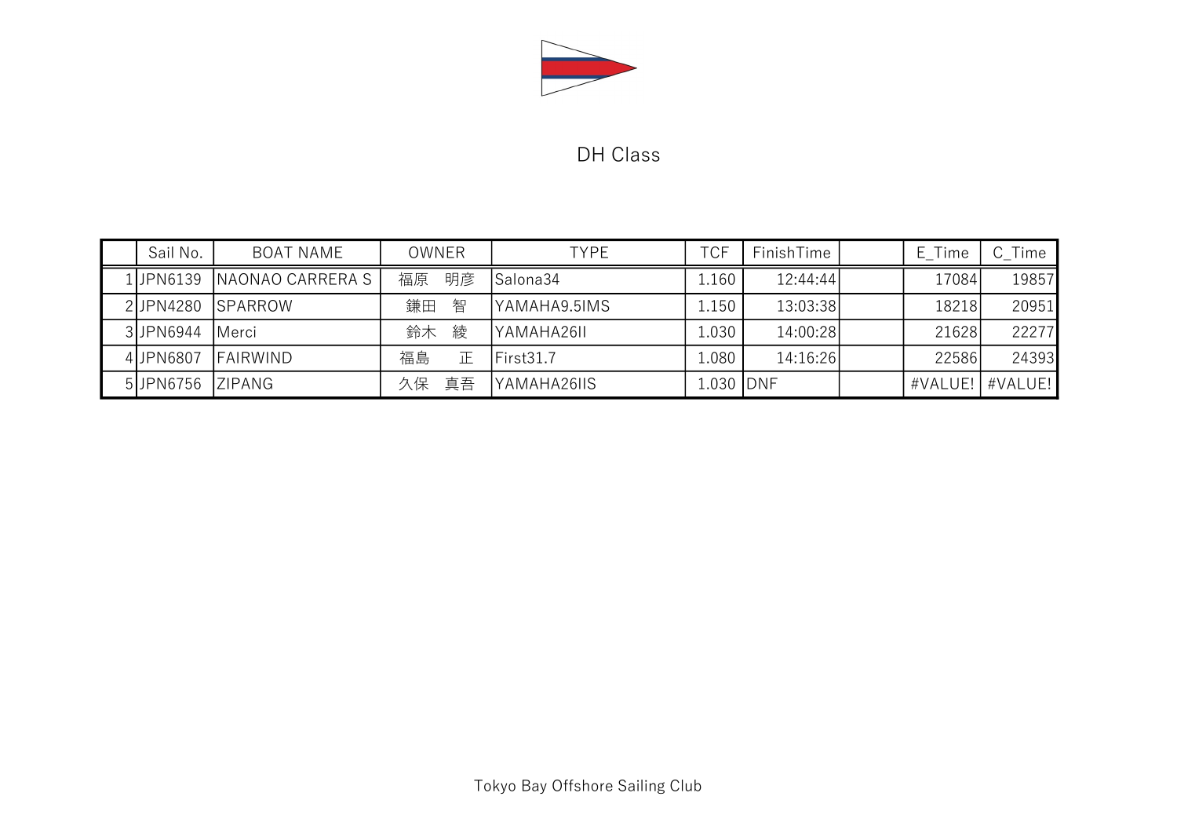## DH Class

| | Sail No. | BOAT NAME | OWNER | TYPE | TCF | FinishTime | | E_Time | C_Time |
|---|---|---|---|---|---|---|---|---|---|
| 1 | JPN6139 | NAONAO CARRERA S | 福原　明彦 | Salona34 | 1.160 | 12:44:44 | | 17084 | 19857 |
| 2 | JPN4280 | SPARROW | 鎌田　智 | YAMAHA9.5IMS | 1.150 | 13:03:38 | | 18218 | 20951 |
| 3 | JPN6944 | Merci | 鈴木　綾 | YAMAHA26II | 1.030 | 14:00:28 | | 21628 | 22277 |
| 4 | JPN6807 | FAIRWIND | 福島　　正 | First31.7 | 1.080 | 14:16:26 | | 22586 | 24393 |
| 5 | JPN6756 | ZIPANG | 久保　真吾 | YAMAHA26IIS | 1.030 | DNF | | #VALUE! | #VALUE! |

Tokyo Bay Offshore Sailing Club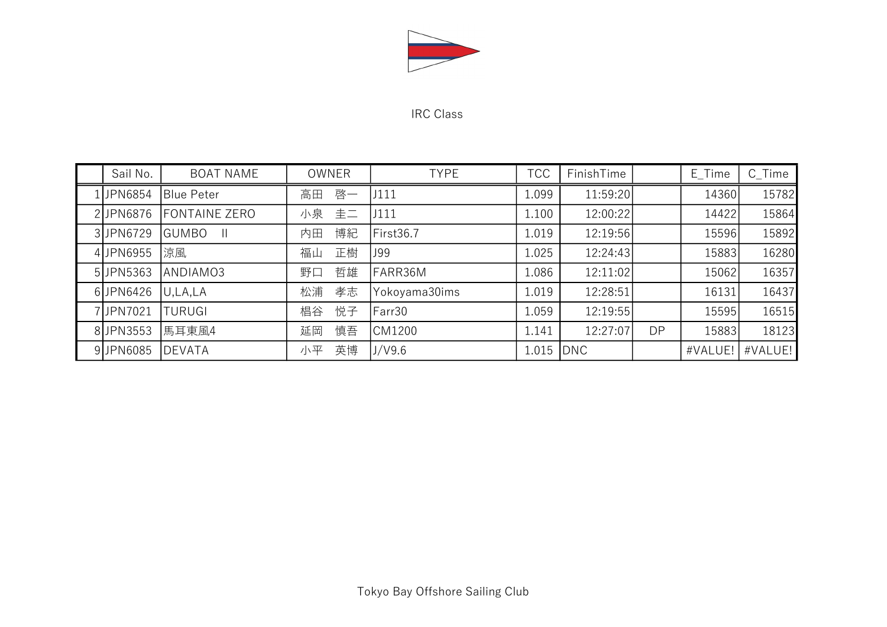IRC Class

| | Sail No. | BOAT NAME | OWNER | TYPE | TCC | FinishTime | | E_Time | C_Time |
|---|---|---|---|---|---|---|---|---|---|
| 1 | JPN6854 | Blue Peter | 高田　啓一 | J111 | 1.099 | 11:59:20 | | 14360 | 15782 |
| 2 | JPN6876 | FONTAINE ZERO | 小泉　圭二 | J111 | 1.100 | 12:00:22 | | 14422 | 15864 |
| 3 | JPN6729 | GUMBO　II | 内田　博紀 | First36.7 | 1.019 | 12:19:56 | | 15596 | 15892 |
| 4 | JPN6955 | 涼風 | 福山　正樹 | J99 | 1.025 | 12:24:43 | | 15883 | 16280 |
| 5 | JPN5363 | ANDIAMO3 | 野口　哲雄 | FARR36M | 1.086 | 12:11:02 | | 15062 | 16357 |
| 6 | JPN6426 | U,LA,LA | 松浦　孝志 | Yokoyama30ims | 1.019 | 12:28:51 | | 16131 | 16437 |
| 7 | JPN7021 | TURUGI | 椙谷　悦子 | Farr30 | 1.059 | 12:19:55 | | 15595 | 16515 |
| 8 | JPN3553 | 馬耳東風4 | 延岡　慎吾 | CM1200 | 1.141 | 12:27:07 | DP | 15883 | 18123 |
| 9 | JPN6085 | DEVATA | 小平　英博 | J/V9.6 | 1.015 | DNC | | #VALUE! | #VALUE! |

Tokyo Bay Offshore Sailing Club